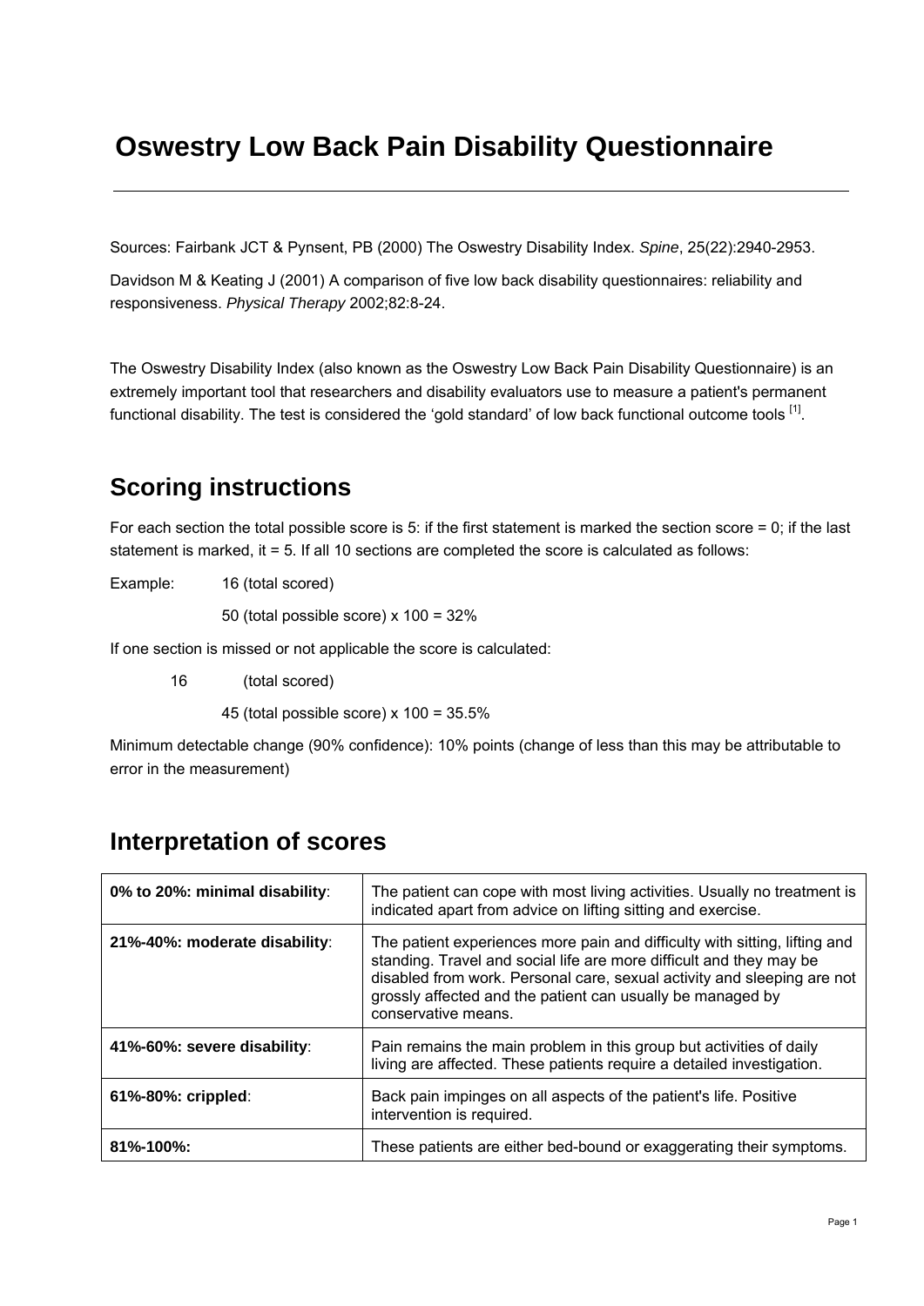# Oswestry Low Back Pain Disability Questionnaire

Sources: Fairbank JCT & Pynsent, PB (2000) The Oswestry Disability Index. *Spine*, 25(22):2940-2953.

Davidson M & Keating J (2001) A comparison of five low back disability questionnaires: reliability and responsiveness. *Physical Therapy* 2002;82:8-24.

The Oswestry Disability Index (also known as the Oswestry Low Back Pain Disability Questionnaire) is an extremely important tool that researchers and disability evaluators use to measure a patient's permanent functional disability. The test is considered the 'gold standard' of low back functional outcome tools [1].

## Scoring instructions

For each section the total possible score is 5: if the first statement is marked the section score = 0; if the last statement is marked, it = 5. If all 10 sections are completed the score is calculated as follows:

Example: 16 (total scored)

50 (total possible score) x 100 = 32%

If one section is missed or not applicable the score is calculated:

16 (total scored)

45 (total possible score) x 100 = 35.5%

Minimum detectable change (90% confidence): 10% points (change of less than this may be attributable to error in the measurement)

## Interpretation of scores

| | |
|---|---|
| **0% to 20%: minimal disability**: | The patient can cope with most living activities. Usually no treatment is indicated apart from advice on lifting sitting and exercise. |
| **21%-40%: moderate disability**: | The patient experiences more pain and difficulty with sitting, lifting and standing. Travel and social life are more difficult and they may be disabled from work. Personal care, sexual activity and sleeping are not grossly affected and the patient can usually be managed by conservative means. |
| **41%-60%: severe disability**: | Pain remains the main problem in this group but activities of daily living are affected. These patients require a detailed investigation. |
| **61%-80%: crippled**: | Back pain impinges on all aspects of the patient's life. Positive intervention is required. |
| **81%-100%:** | These patients are either bed-bound or exaggerating their symptoms. |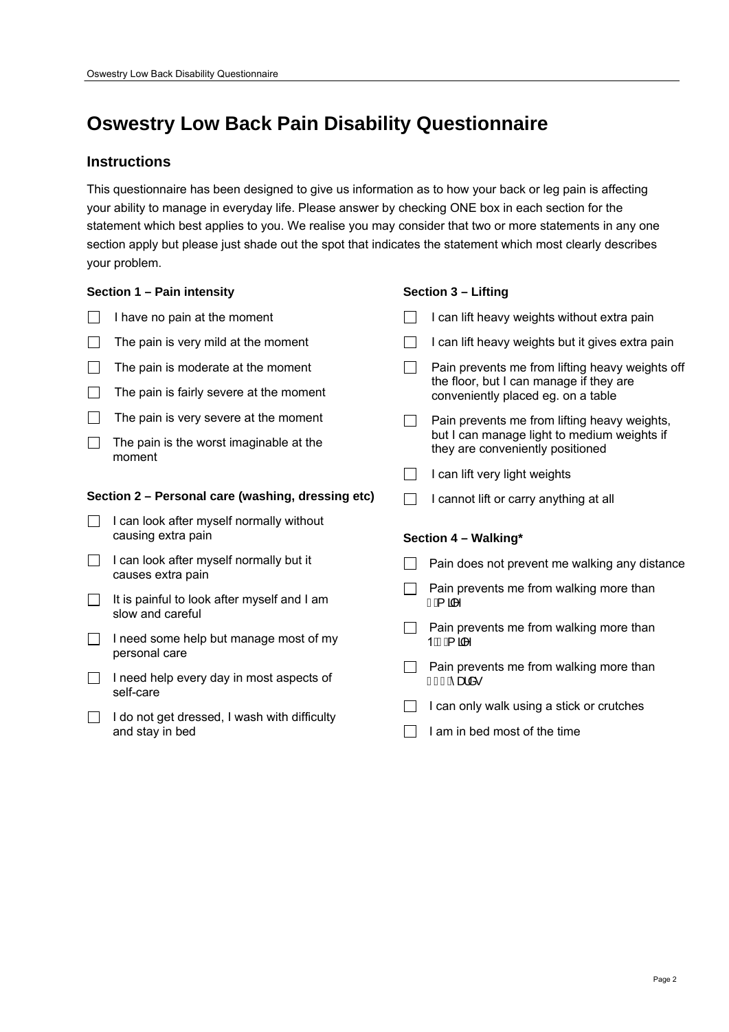# Oswestry Low Back Pain Disability Questionnaire

## Instructions

This questionnaire has been designed to give us information as to how your back or leg pain is affecting your ability to manage in everyday life. Please answer by checking ONE box in each section for the statement which best applies to you. We realise you may consider that two or more statements in any one section apply but please just shade out the spot that indicates the statement which most clearly describes your problem.

**Section 1 – Pain intensity**

- ☐ I have no pain at the moment
- ☐ The pain is very mild at the moment
- ☐ The pain is moderate at the moment
- ☐ The pain is fairly severe at the moment
- ☐ The pain is very severe at the moment
- ☐ The pain is the worst imaginable at the moment

**Section 2 – Personal care (washing, dressing etc)**

- ☐ I can look after myself normally without causing extra pain
- ☐ I can look after myself normally but it causes extra pain
- ☐ It is painful to look after myself and I am slow and careful
- ☐ I need some help but manage most of my personal care
- ☐ I need help every day in most aspects of self-care
- ☐ I do not get dressed, I wash with difficulty and stay in bed

**Section 3 – Lifting**

- ☐ I can lift heavy weights without extra pain
- ☐ I can lift heavy weights but it gives extra pain
- ☐ Pain prevents me from lifting heavy weights off the floor, but I can manage if they are conveniently placed eg. on a table
- ☐ Pain prevents me from lifting heavy weights, but I can manage light to medium weights if they are conveniently positioned
- ☐ I can lift very light weights
- ☐ I cannot lift or carry anything at all

**Section 4 – Walking***

- ☐ Pain does not prevent me walking any distance
- ☐ Pain prevents me from walking more than 1 mile
- ☐ Pain prevents me from walking more than 1/2 mile
- ☐ Pain prevents me from walking more than 100 yards
- ☐ I can only walk using a stick or crutches
- ☐ I am in bed most of the time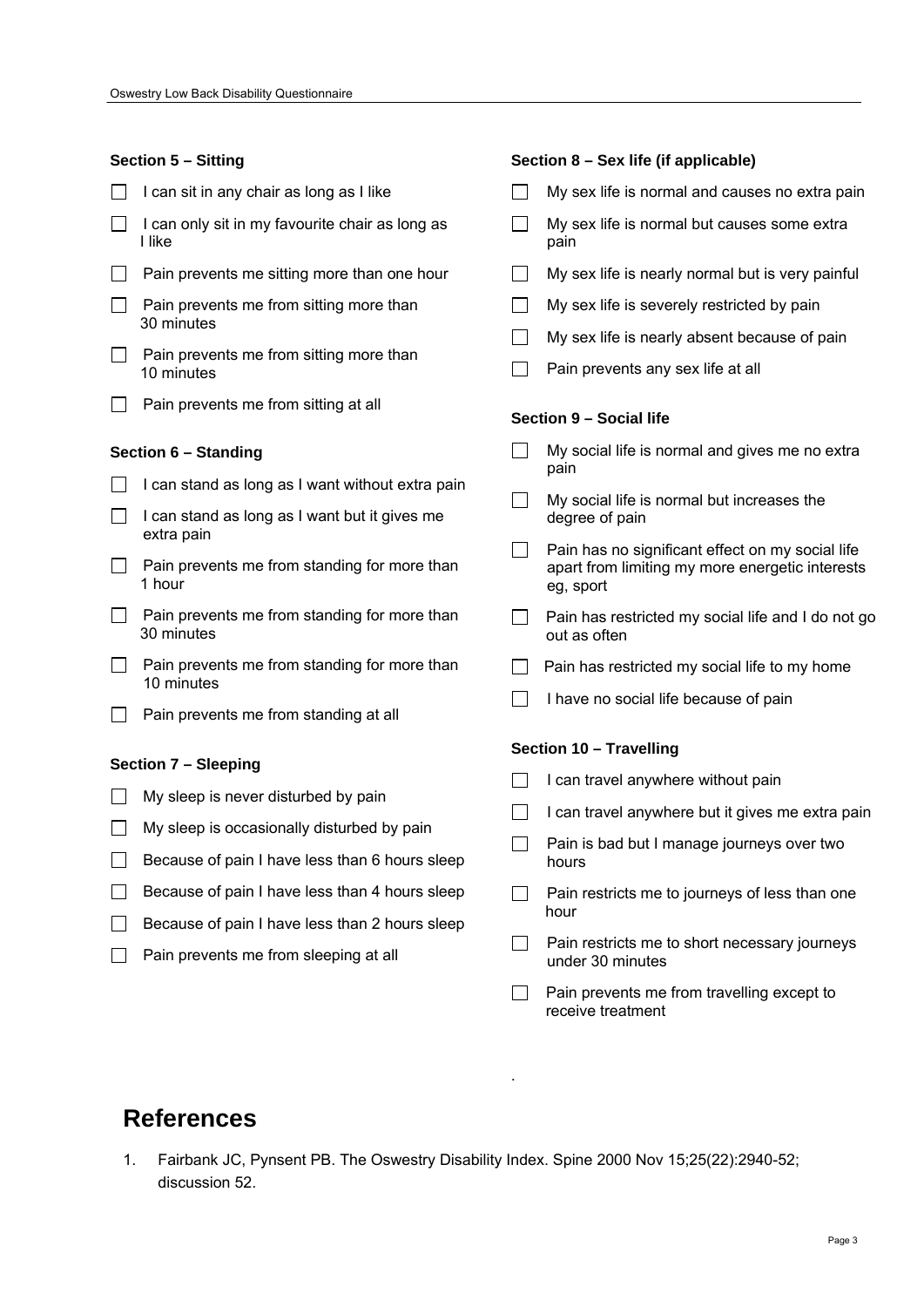### Section 5 – Sitting

- ☐ I can sit in any chair as long as I like
- ☐ I can only sit in my favourite chair as long as I like
- ☐ Pain prevents me sitting more than one hour
- ☐ Pain prevents me from sitting more than 30 minutes
- ☐ Pain prevents me from sitting more than 10 minutes
- ☐ Pain prevents me from sitting at all

### Section 6 – Standing

- ☐ I can stand as long as I want without extra pain
- ☐ I can stand as long as I want but it gives me extra pain
- ☐ Pain prevents me from standing for more than 1 hour
- ☐ Pain prevents me from standing for more than 30 minutes
- ☐ Pain prevents me from standing for more than 10 minutes
- ☐ Pain prevents me from standing at all

### Section 7 – Sleeping

- ☐ My sleep is never disturbed by pain
- ☐ My sleep is occasionally disturbed by pain
- ☐ Because of pain I have less than 6 hours sleep
- ☐ Because of pain I have less than 4 hours sleep
- ☐ Because of pain I have less than 2 hours sleep
- ☐ Pain prevents me from sleeping at all

### Section 8 – Sex life (if applicable)

- ☐ My sex life is normal and causes no extra pain
- ☐ My sex life is normal but causes some extra pain
- ☐ My sex life is nearly normal but is very painful
- ☐ My sex life is severely restricted by pain
- ☐ My sex life is nearly absent because of pain
- ☐ Pain prevents any sex life at all

### Section 9 – Social life

- ☐ My social life is normal and gives me no extra pain
- ☐ My social life is normal but increases the degree of pain
- ☐ Pain has no significant effect on my social life apart from limiting my more energetic interests eg, sport
- ☐ Pain has restricted my social life and I do not go out as often
- ☐ Pain has restricted my social life to my home
- ☐ I have no social life because of pain

### Section 10 – Travelling

- ☐ I can travel anywhere without pain
- ☐ I can travel anywhere but it gives me extra pain
- ☐ Pain is bad but I manage journeys over two hours
- ☐ Pain restricts me to journeys of less than one hour
- ☐ Pain restricts me to short necessary journeys under 30 minutes
- ☐ Pain prevents me from travelling except to receive treatment

## References

1. Fairbank JC, Pynsent PB. The Oswestry Disability Index. Spine 2000 Nov 15;25(22):2940-52; discussion 52.